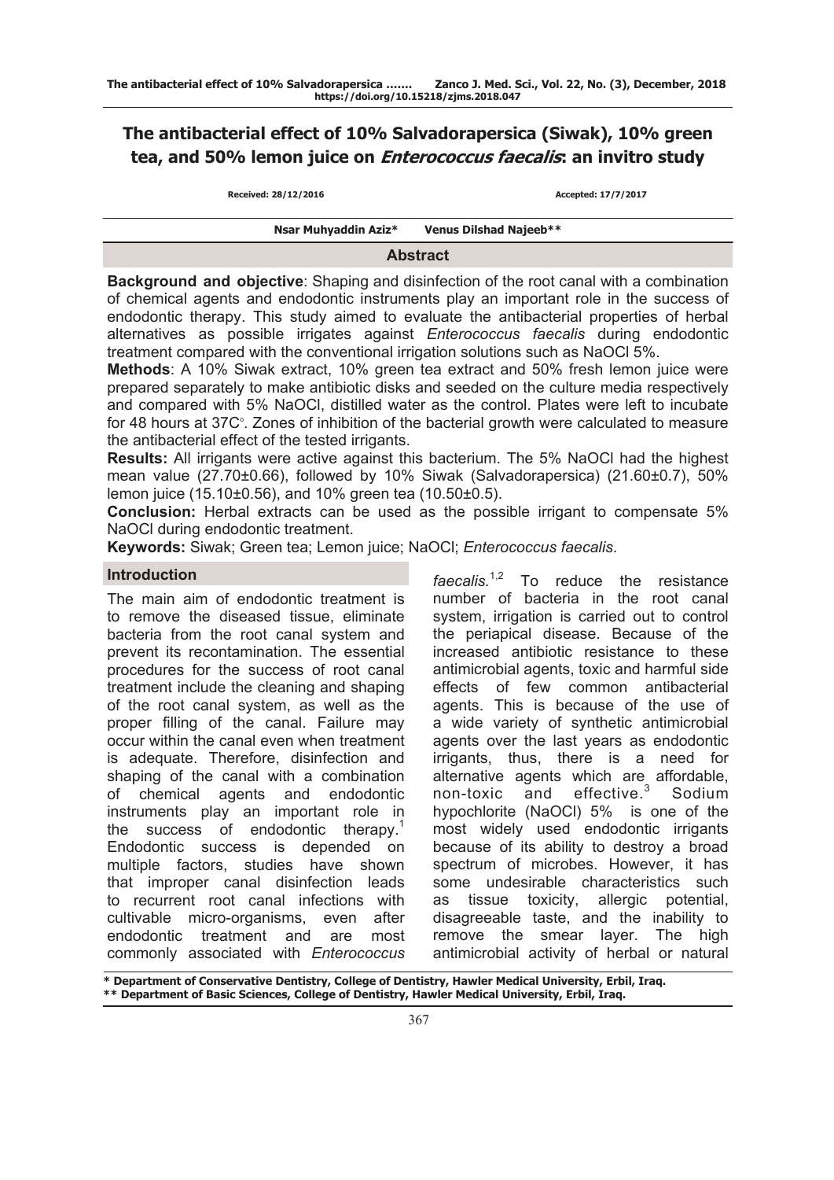# The antibacterial effect of 10% Salvadorapersica (Siwak), 10% green tea, and 50% lemon juice on *Enterococcus faecalis*: an invitro study

**Received: 28/12/2016** **Accepted: 17/7/2017**

**Nsar Muhyaddin Aziz*** **Venus Dilshad Najeeb****

## Abstract

**Background and objective**: Shaping and disinfection of the root canal with a combination of chemical agents and endodontic instruments play an important role in the success of endodontic therapy. This study aimed to evaluate the antibacterial properties of herbal alternatives as possible irrigates against *Enterococcus faecalis* during endodontic treatment compared with the conventional irrigation solutions such as NaOCl 5%.

**Methods**: A 10% Siwak extract, 10% green tea extract and 50% fresh lemon juice were prepared separately to make antibiotic disks and seeded on the culture media respectively and compared with 5% NaOCl, distilled water as the control. Plates were left to incubate for 48 hours at 37C°. Zones of inhibition of the bacterial growth were calculated to measure the antibacterial effect of the tested irrigants.

**Results:** All irrigants were active against this bacterium. The 5% NaOCl had the highest mean value (27.70±0.66), followed by 10% Siwak (Salvadorapersica) (21.60±0.7), 50% lemon juice (15.10±0.56), and 10% green tea (10.50±0.5).

**Conclusion:** Herbal extracts can be used as the possible irrigant to compensate 5% NaOCl during endodontic treatment.

**Keywords:** Siwak; Green tea; Lemon juice; NaOCl; *Enterococcus faecalis*.

## Introduction

The main aim of endodontic treatment is to remove the diseased tissue, eliminate bacteria from the root canal system and prevent its recontamination. The essential procedures for the success of root canal treatment include the cleaning and shaping of the root canal system, as well as the proper filling of the canal. Failure may occur within the canal even when treatment is adequate. Therefore, disinfection and shaping of the canal with a combination of chemical agents and endodontic instruments play an important role in the success of endodontic therapy.[1] Endodontic success is depended on multiple factors, studies have shown that improper canal disinfection leads to recurrent root canal infections with cultivable micro-organisms, even after endodontic treatment and are most commonly associated with *Enterococcus faecalis.*[1,2] To reduce the resistance number of bacteria in the root canal system, irrigation is carried out to control the periapical disease. Because of the increased antibiotic resistance to these antimicrobial agents, toxic and harmful side effects of few common antibacterial agents. This is because of the use of a wide variety of synthetic antimicrobial agents over the last years as endodontic irrigants, thus, there is a need for alternative agents which are affordable, non-toxic and effective.[3] Sodium hypochlorite (NaOCl) 5% is one of the most widely used endodontic irrigants because of its ability to destroy a broad spectrum of microbes. However, it has some undesirable characteristics such as tissue toxicity, allergic potential, disagreeable taste, and the inability to remove the smear layer. The high antimicrobial activity of herbal or natural

\* Department of Conservative Dentistry, College of Dentistry, Hawler Medical University, Erbil, Iraq.
\** Department of Basic Sciences, College of Dentistry, Hawler Medical University, Erbil, Iraq.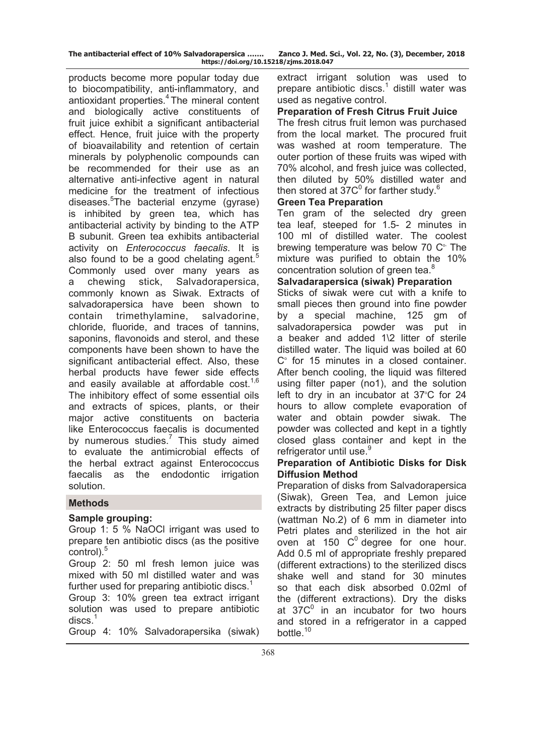products become more popular today due to biocompatibility, anti-inflammatory, and antioxidant properties.[4] The mineral content and biologically active constituents of fruit juice exhibit a significant antibacterial effect. Hence, fruit juice with the property of bioavailability and retention of certain minerals by polyphenolic compounds can be recommended for their use as an alternative anti-infective agent in natural medicine for the treatment of infectious diseases.[5] The bacterial enzyme (gyrase) is inhibited by green tea, which has antibacterial activity by binding to the ATP B subunit. Green tea exhibits antibacterial activity on *Enterococcus faecalis*. It is also found to be a good chelating agent.[5] Commonly used over many years as a chewing stick, Salvadorapersica, commonly known as Siwak. Extracts of salvadorapersica have been shown to contain trimethylamine, salvadorine, chloride, fluoride, and traces of tannins, saponins, flavonoids and sterol, and these components have been shown to have the significant antibacterial effect. Also, these herbal products have fewer side effects and easily available at affordable cost.[1,6] The inhibitory effect of some essential oils and extracts of spices, plants, or their major active constituents on bacteria like Enterococcus faecalis is documented by numerous studies.[7] This study aimed to evaluate the antimicrobial effects of the herbal extract against Enterococcus faecalis as the endodontic irrigation solution.

## Methods

### Sample grouping:

Group 1: 5 % NaOCl irrigant was used to prepare ten antibiotic discs (as the positive control).[5]

Group 2: 50 ml fresh lemon juice was mixed with 50 ml distilled water and was further used for preparing antibiotic discs.[1]

Group 3: 10% green tea extract irrigant solution was used to prepare antibiotic discs.[1]

Group 4: 10% Salvadorapersika (siwak) extract irrigant solution was used to prepare antibiotic discs.[1] distill water was used as negative control.

### Preparation of Fresh Citrus Fruit Juice

The fresh citrus fruit lemon was purchased from the local market. The procured fruit was washed at room temperature. The outer portion of these fruits was wiped with 70% alcohol, and fresh juice was collected, then diluted by 50% distilled water and then stored at $37C^0$ for farther study.[6]

### Green Tea Preparation

Ten gram of the selected dry green tea leaf, steeped for 1.5- 2 minutes in 100 ml of distilled water. The coolest brewing temperature was below 70 C°. The mixture was purified to obtain the 10% concentration solution of green tea.[8]

### Salvadarapersica (siwak) Preparation

Sticks of siwak were cut with a knife to small pieces then ground into fine powder by a special machine, 125 gm of salvadorapersica powder was put in a beaker and added 1\2 litter of sterile distilled water. The liquid was boiled at 60 C° for 15 minutes in a closed container. After bench cooling, the liquid was filtered using filter paper (no1), and the solution left to dry in an incubator at 37°C for 24 hours to allow complete evaporation of water and obtain powder siwak. The powder was collected and kept in a tightly closed glass container and kept in the refrigerator until use.[9]

### Preparation of Antibiotic Disks for Disk Diffusion Method

Preparation of disks from Salvadorapersica (Siwak), Green Tea, and Lemon juice extracts by distributing 25 filter paper discs (wattman No.2) of 6 mm in diameter into Petri plates and sterilized in the hot air oven at 150 $C^0$ degree for one hour. Add 0.5 ml of appropriate freshly prepared (different extractions) to the sterilized discs shake well and stand for 30 minutes so that each disk absorbed 0.02ml of the (different extractions). Dry the disks at $37C^0$ in an incubator for two hours and stored in a refrigerator in a capped bottle.[10]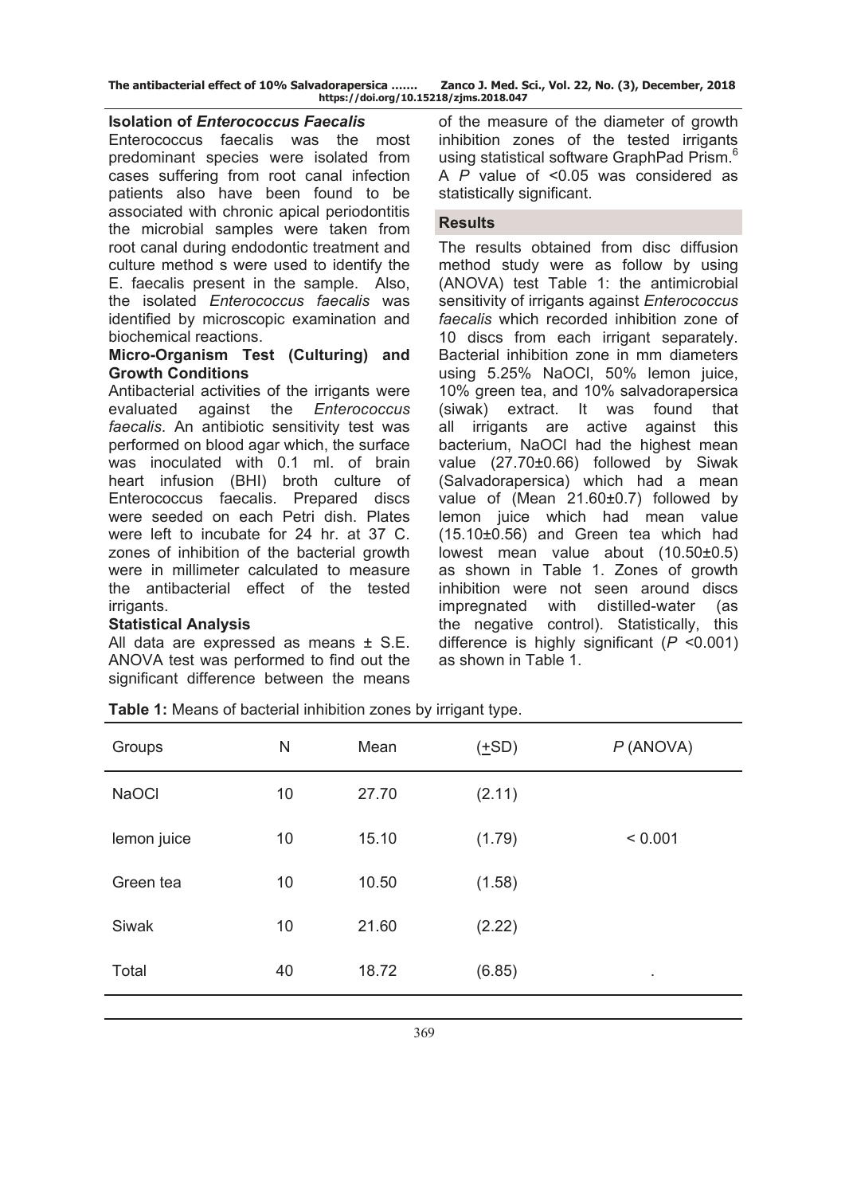### Isolation of *Enterococcus Faecalis*

Enterococcus faecalis was the most predominant species were isolated from cases suffering from root canal infection patients also have been found to be associated with chronic apical periodontitis the microbial samples were taken from root canal during endodontic treatment and culture method s were used to identify the E. faecalis present in the sample. Also, the isolated *Enterococcus faecalis* was identified by microscopic examination and biochemical reactions.

### Micro-Organism Test (Culturing) and Growth Conditions

Antibacterial activities of the irrigants were evaluated against the *Enterococcus faecalis*. An antibiotic sensitivity test was performed on blood agar which, the surface was inoculated with 0.1 ml. of brain heart infusion (BHI) broth culture of Enterococcus faecalis. Prepared discs were seeded on each Petri dish. Plates were left to incubate for 24 hr. at 37 C. zones of inhibition of the bacterial growth were in millimeter calculated to measure the antibacterial effect of the tested irrigants.

### Statistical Analysis

All data are expressed as means ± S.E. ANOVA test was performed to find out the significant difference between the means of the measure of the diameter of growth inhibition zones of the tested irrigants using statistical software GraphPad Prism.[6] A $P$ value of <0.05 was considered as statistically significant.

## Results

The results obtained from disc diffusion method study were as follow by using (ANOVA) test Table 1: the antimicrobial sensitivity of irrigants against *Enterococcus faecalis* which recorded inhibition zone of 10 discs from each irrigant separately. Bacterial inhibition zone in mm diameters using 5.25% NaOCl, 50% lemon juice, 10% green tea, and 10% salvadorapersica (siwak) extract. It was found that all irrigants are active against this bacterium, NaOCl had the highest mean value (27.70±0.66) followed by Siwak (Salvadorapersica) which had a mean value of (Mean 21.60±0.7) followed by lemon juice which had mean value (15.10±0.56) and Green tea which had lowest mean value about (10.50±0.5) as shown in Table 1. Zones of growth inhibition were not seen around discs impregnated with distilled-water (as the negative control). Statistically, this difference is highly significant ($P$ <0.001) as shown in Table 1.

**Table 1:** Means of bacterial inhibition zones by irrigant type.

| Groups | N | Mean | (±SD) | *P* (ANOVA) |
|---|---|---|---|---|
| NaOCl | 10 | 27.70 | (2.11) | |
| lemon juice | 10 | 15.10 | (1.79) | < 0.001 |
| Green tea | 10 | 10.50 | (1.58) | |
| Siwak | 10 | 21.60 | (2.22) | |
| Total | 40 | 18.72 | (6.85) | . |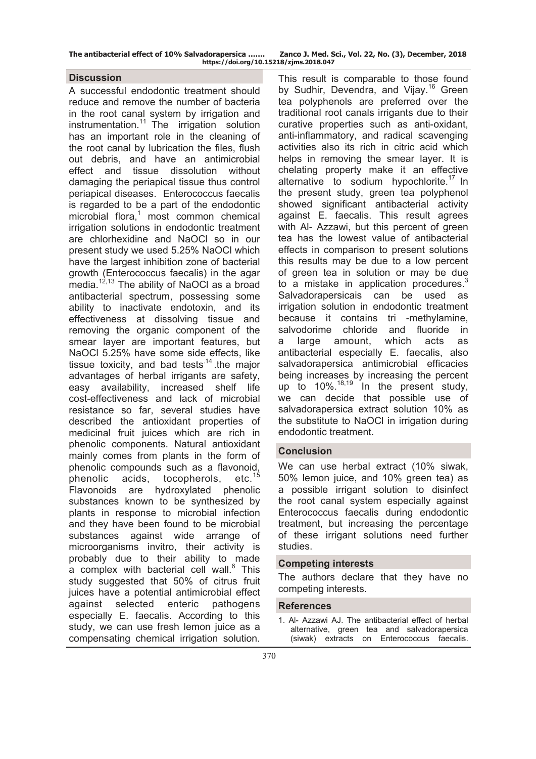## Discussion

A successful endodontic treatment should reduce and remove the number of bacteria in the root canal system by irrigation and instrumentation.[11] The irrigation solution has an important role in the cleaning of the root canal by lubrication the files, flush out debris, and have an antimicrobial effect and tissue dissolution without damaging the periapical tissue thus control periapical diseases. Enterococcus faecalis is regarded to be a part of the endodontic microbial flora,[1] most common chemical irrigation solutions in endodontic treatment are chlorhexidine and NaOCl so in our present study we used 5.25% NaOCl which have the largest inhibition zone of bacterial growth (Enterococcus faecalis) in the agar media.[12,13] The ability of NaOCl as a broad antibacterial spectrum, possessing some ability to inactivate endotoxin, and its effectiveness at dissolving tissue and removing the organic component of the smear layer are important features, but NaOCl 5.25% have some side effects, like tissue toxicity, and bad tests[14].the major advantages of herbal irrigants are safety, easy availability, increased shelf life cost-effectiveness and lack of microbial resistance so far, several studies have described the antioxidant properties of medicinal fruit juices which are rich in phenolic components. Natural antioxidant mainly comes from plants in the form of phenolic compounds such as a flavonoid, phenolic acids, tocopherols, etc.[15] Flavonoids are hydroxylated phenolic substances known to be synthesized by plants in response to microbial infection and they have been found to be microbial substances against wide arrange of microorganisms invitro, their activity is probably due to their ability to made a complex with bacterial cell wall.[6] This study suggested that 50% of citrus fruit juices have a potential antimicrobial effect against selected enteric pathogens especially E. faecalis. According to this study, we can use fresh lemon juice as a compensating chemical irrigation solution. This result is comparable to those found by Sudhir, Devendra, and Vijay.[16] Green tea polyphenols are preferred over the traditional root canals irrigants due to their curative properties such as anti-oxidant, anti-inflammatory, and radical scavenging activities also its rich in citric acid which helps in removing the smear layer. It is chelating property make it an effective alternative to sodium hypochlorite.[17] In the present study, green tea polyphenol showed significant antibacterial activity against E. faecalis. This result agrees with Al- Azzawi, but this percent of green tea has the lowest value of antibacterial effects in comparison to present solutions this results may be due to a low percent of green tea in solution or may be due to a mistake in application procedures.[3] Salvadorapersicais can be used as irrigation solution in endodontic treatment because it contains tri -methylamine, salvodorime chloride and fluoride in a large amount, which acts as antibacterial especially E. faecalis, also salvadorapersica antimicrobial efficacies being increases by increasing the percent up to 10%.[18,19] In the present study, we can decide that possible use of salvadorapersica extract solution 10% as the substitute to NaOCl in irrigation during endodontic treatment.

## Conclusion

We can use herbal extract (10% siwak, 50% lemon juice, and 10% green tea) as a possible irrigant solution to disinfect the root canal system especially against Enterococcus faecalis during endodontic treatment, but increasing the percentage of these irrigant solutions need further studies.

## Competing interests

The authors declare that they have no competing interests.

## References

1. Al- Azzawi AJ. The antibacterial effect of herbal alternative, green tea and salvadorapersica (siwak) extracts on Enterococcus faecalis.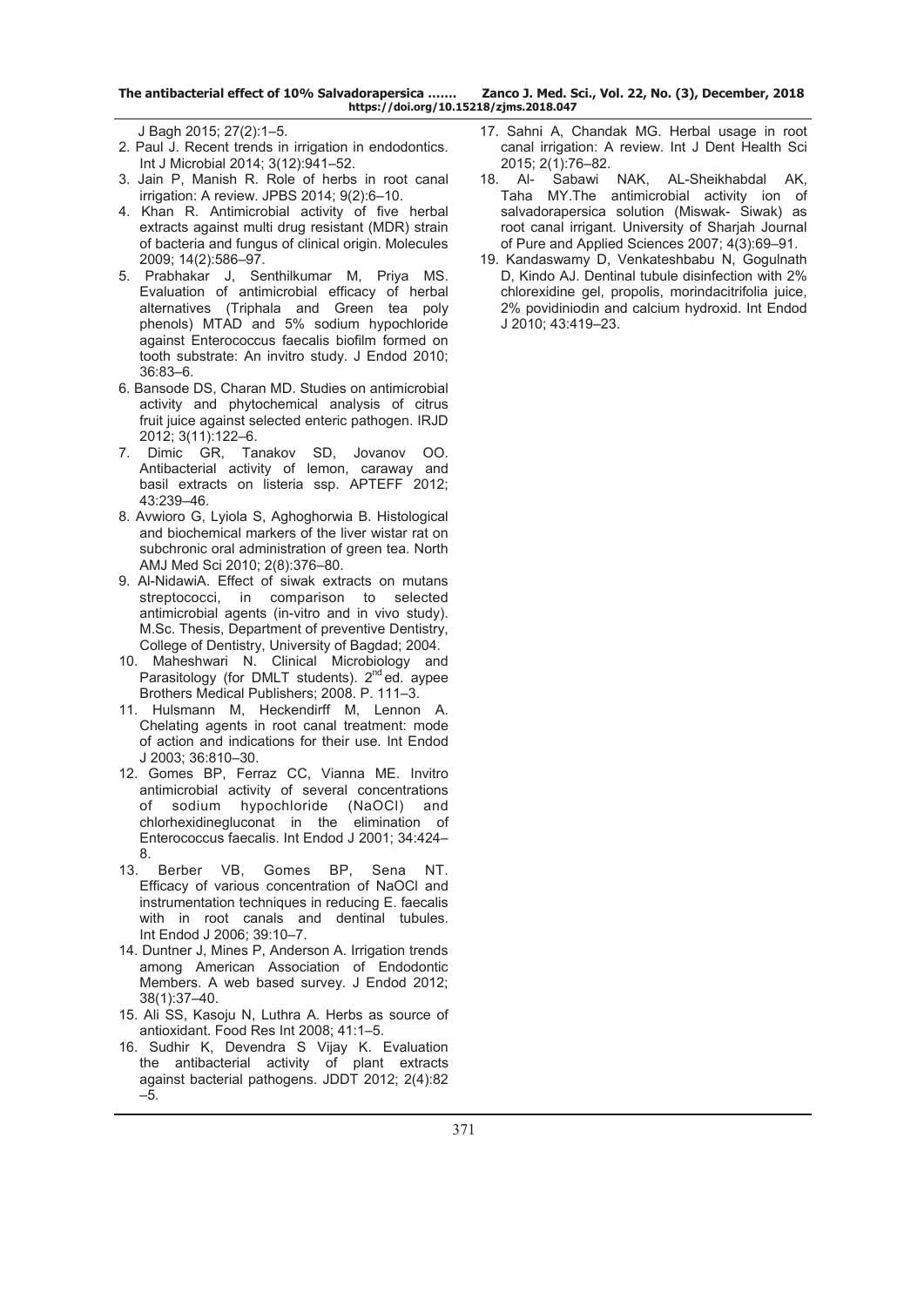J Bagh 2015; 27(2):1–5.

2. Paul J. Recent trends in irrigation in endodontics. Int J Microbial 2014; 3(12):941–52.
3. Jain P, Manish R. Role of herbs in root canal irrigation: A review. JPBS 2014; 9(2):6–10.
4. Khan R. Antimicrobial activity of five herbal extracts against multi drug resistant (MDR) strain of bacteria and fungus of clinical origin. Molecules 2009; 14(2):586–97.
5. Prabhakar J, Senthilkumar M, Priya MS. Evaluation of antimicrobial efficacy of herbal alternatives (Triphala and Green tea poly phenols) MTAD and 5% sodium hypochloride against Enterococcus faecalis biofilm formed on tooth substrate: An invitro study. J Endod 2010; 36:83–6.
6. Bansode DS, Charan MD. Studies on antimicrobial activity and phytochemical analysis of citrus fruit juice against selected enteric pathogen. IRJD 2012; 3(11):122–6.
7. Dimic GR, Tanakov SD, Jovanov OO. Antibacterial activity of lemon, caraway and basil extracts on listeria ssp. APTEFF 2012; 43:239–46.
8. Avwioro G, Lyiola S, Aghoghorwia B. Histological and biochemical markers of the liver wistar rat on subchronic oral administration of green tea. North AMJ Med Sci 2010; 2(8):376–80.
9. Al-NidawiA. Effect of siwak extracts on mutans streptococci, in comparison to selected antimicrobial agents (in-vitro and in vivo study). M.Sc. Thesis, Department of preventive Dentistry, College of Dentistry, University of Bagdad; 2004.
10. Maheshwari N. Clinical Microbiology and Parasitology (for DMLT students). 2nd ed. aypee Brothers Medical Publishers; 2008. P. 111–3.
11. Hulsmann M, Heckendirff M, Lennon A. Chelating agents in root canal treatment: mode of action and indications for their use. Int Endod J 2003; 36:810–30.
12. Gomes BP, Ferraz CC, Vianna ME. Invitro antimicrobial activity of several concentrations of sodium hypochloride (NaOCl) and chlorhexidinegluconat in the elimination of Enterococcus faecalis. Int Endod J 2001; 34:424–8.
13. Berber VB, Gomes BP, Sena NT. Efficacy of various concentration of NaOCl and instrumentation techniques in reducing E. faecalis with in root canals and dentinal tubules. Int Endod J 2006; 39:10–7.
14. Duntner J, Mines P, Anderson A. Irrigation trends among American Association of Endodontic Members. A web based survey. J Endod 2012; 38(1):37–40.
15. Ali SS, Kasoju N, Luthra A. Herbs as source of antioxidant. Food Res Int 2008; 41:1–5.
16. Sudhir K, Devendra S Vijay K. Evaluation the antibacterial activity of plant extracts against bacterial pathogens. JDDT 2012; 2(4):82–5.
17. Sahni A, Chandak MG. Herbal usage in root canal irrigation: A review. Int J Dent Health Sci 2015; 2(1):76–82.
18. Al- Sabawi NAK, AL-Sheikhabdal AK, Taha MY.The antimicrobial activity ion of salvadorapersica solution (Miswak- Siwak) as root canal irrigant. University of Sharjah Journal of Pure and Applied Sciences 2007; 4(3):69–91.
19. Kandaswamy D, Venkateshbabu N, Gogulnath D, Kindo AJ. Dentinal tubule disinfection with 2% chlorexidine gel, propolis, morindacitrifolia juice, 2% povidiniodin and calcium hydroxid. Int Endod J 2010; 43:419–23.